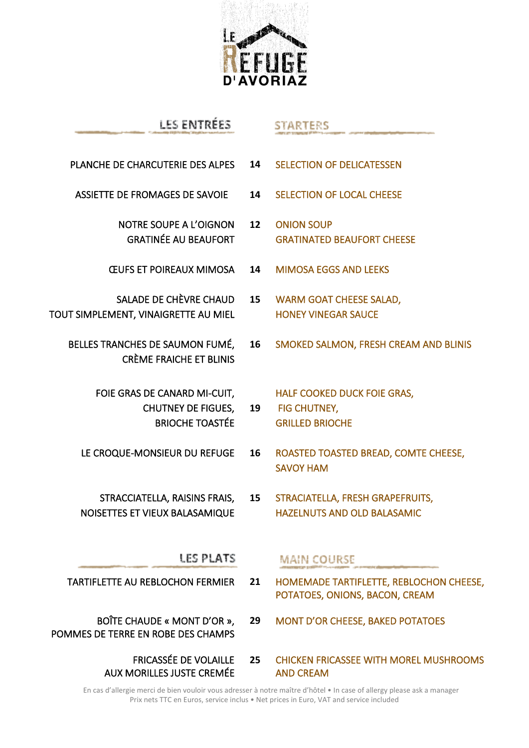# LE REFUGE D'AVORIAZ

## LES ENTRÉES — STARTERS

| Français | Prix | English |
|---|---|---|
| PLANCHE DE CHARCUTERIE DES ALPES | 14 | SELECTION OF DELICATESSEN |
| ASSIETTE DE FROMAGES DE SAVOIE | 14 | SELECTION OF LOCAL CHEESE |
| NOTRE SOUPE A L'OIGNON GRATINÉE AU BEAUFORT | 12 | ONION SOUP GRATINATED BEAUFORT CHEESE |
| ŒUFS ET POIREAUX MIMOSA | 14 | MIMOSA EGGS AND LEEKS |
| SALADE DE CHÈVRE CHAUD TOUT SIMPLEMENT, VINAIGRETTE AU MIEL | 15 | WARM GOAT CHEESE SALAD, HONEY VINEGAR SAUCE |
| BELLES TRANCHES DE SAUMON FUMÉ, CRÈME FRAICHE ET BLINIS | 16 | SMOKED SALMON, FRESH CREAM AND BLINIS |
| FOIE GRAS DE CANARD MI-CUIT, CHUTNEY DE FIGUES, BRIOCHE TOASTÉE | 19 | HALF COOKED DUCK FOIE GRAS, FIG CHUTNEY, GRILLED BRIOCHE |
| LE CROQUE-MONSIEUR DU REFUGE | 16 | ROASTED TOASTED BREAD, COMTE CHEESE, SAVOY HAM |
| STRACCIATELLA, RAISINS FRAIS, NOISETTES ET VIEUX BALASAMIQUE | 15 | STRACIATELLA, FRESH GRAPEFRUITS, HAZELNUTS AND OLD BALASAMIC |

## LES PLATS — MAIN COURSE

| Français | Prix | English |
|---|---|---|
| TARTIFLETTE AU REBLOCHON FERMIER | 21 | HOMEMADE TARTIFLETTE, REBLOCHON CHEESE, POTATOES, ONIONS, BACON, CREAM |
| BOÎTE CHAUDE « MONT D'OR », POMMES DE TERRE EN ROBE DES CHAMPS | 29 | MONT D'OR CHEESE, BAKED POTATOES |
| FRICASSÉE DE VOLAILLE AUX MORILLES JUSTE CREMÉE | 25 | CHICKEN FRICASSEE WITH MOREL MUSHROOMS AND CREAM |

En cas d'allergie merci de bien vouloir vous adresser à notre maître d'hôtel • In case of allergy please ask a manager
Prix nets TTC en Euros, service inclus • Net prices in Euro, VAT and service included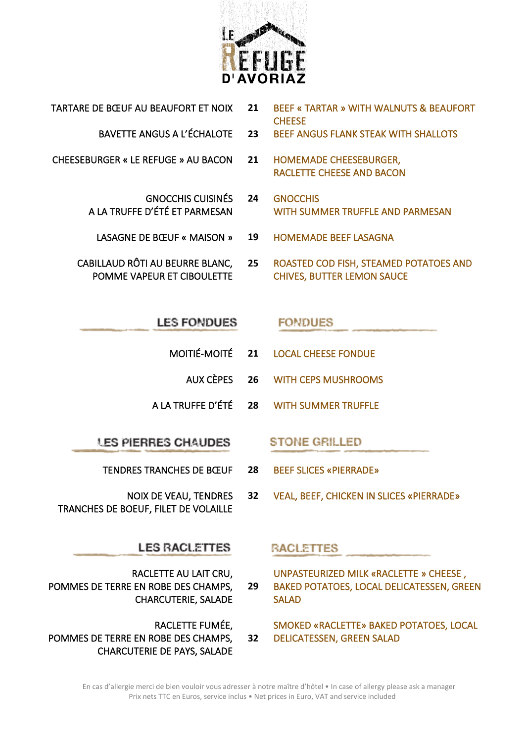# LE REFUGE D'AVORIAZ

| | | |
|---|---|---|
| TARTARE DE BŒUF AU BEAUFORT ET NOIX | 21 | BEEF « TARTAR » WITH WALNUTS & BEAUFORT CHEESE |
| BAVETTE ANGUS A L'ÉCHALOTE | 23 | BEEF ANGUS FLANK STEAK WITH SHALLOTS |
| CHEESEBURGER « LE REFUGE » AU BACON | 21 | HOMEMADE CHEESEBURGER, RACLETTE CHEESE AND BACON |
| GNOCCHIS CUISINÉS A LA TRUFFE D'ÉTÉ ET PARMESAN | 24 | GNOCCHIS WITH SUMMER TRUFFLE AND PARMESAN |
| LASAGNE DE BŒUF « MAISON » | 19 | HOMEMADE BEEF LASAGNA |
| CABILLAUD RÔTI AU BEURRE BLANC, POMME VAPEUR ET CIBOULETTE | 25 | ROASTED COD FISH, STEAMED POTATOES AND CHIVES, BUTTER LEMON SAUCE |

## LES FONDUES / FONDUES

| | | |
|---|---|---|
| MOITIÉ-MOITÉ | 21 | LOCAL CHEESE FONDUE |
| AUX CÈPES | 26 | WITH CEPS MUSHROOMS |
| A LA TRUFFE D'ÉTÉ | 28 | WITH SUMMER TRUFFLE |

## LES PIERRES CHAUDES / STONE GRILLED

| | | |
|---|---|---|
| TENDRES TRANCHES DE BŒUF | 28 | BEEF SLICES «PIERRADE» |
| NOIX DE VEAU, TENDRES TRANCHES DE BOEUF, FILET DE VOLAILLE | 32 | VEAL, BEEF, CHICKEN IN SLICES «PIERRADE» |

## LES RACLETTES / RACLETTES

| | | |
|---|---|---|
| RACLETTE AU LAIT CRU, POMMES DE TERRE EN ROBE DES CHAMPS, CHARCUTERIE, SALADE | 29 | UNPASTEURIZED MILK «RACLETTE » CHEESE , BAKED POTATOES, LOCAL DELICATESSEN, GREEN SALAD |
| RACLETTE FUMÉE, POMMES DE TERRE EN ROBE DES CHAMPS, CHARCUTERIE DE PAYS, SALADE | 32 | SMOKED «RACLETTE» BAKED POTATOES, LOCAL DELICATESSEN, GREEN SALAD |

En cas d'allergie merci de bien vouloir vous adresser à notre maître d'hôtel • In case of allergy please ask a manager
Prix nets TTC en Euros, service inclus • Net prices in Euro, VAT and service included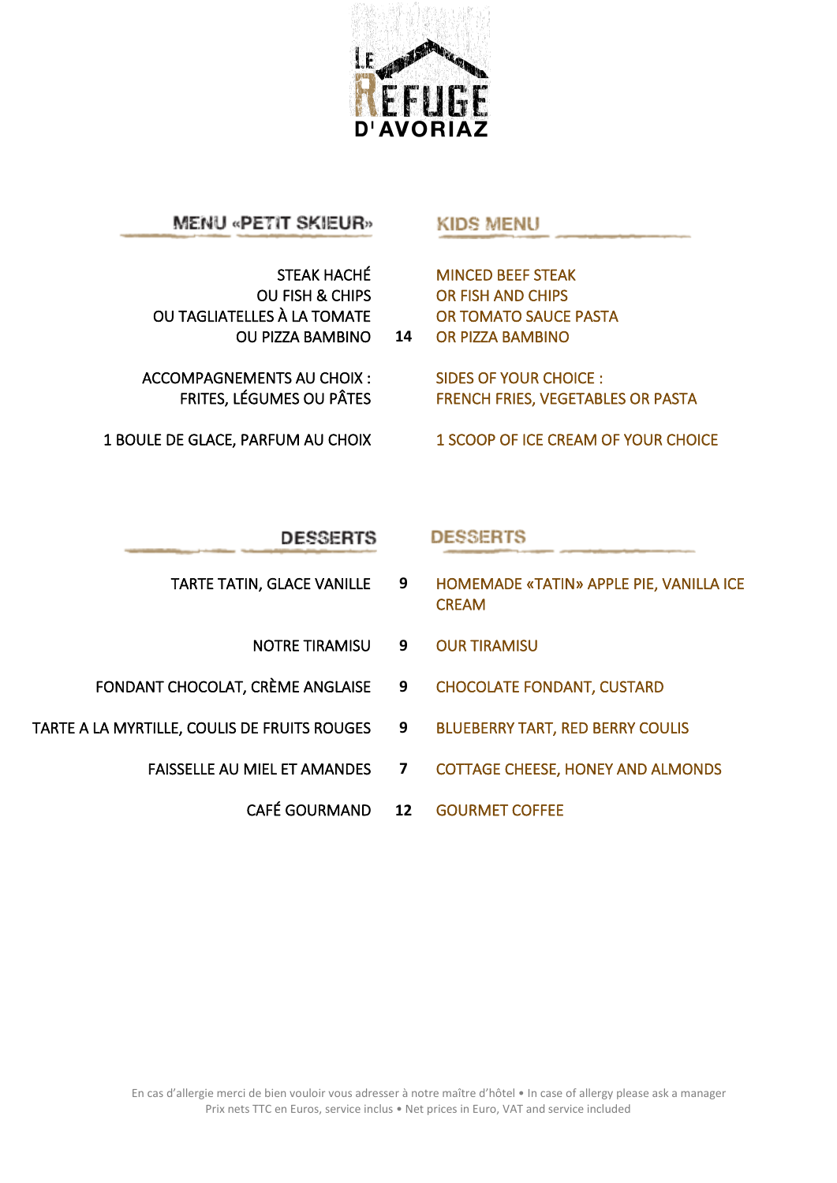# LE REFUGE D'AVORIAZ

## MENU «PETIT SKIEUR» — KIDS MENU

| MENU «PETIT SKIEUR» | | KIDS MENU |
|---|---|---|
| STEAK HACHÉ<br>OU FISH & CHIPS<br>OU TAGLIATELLES À LA TOMATE<br>OU PIZZA BAMBINO | 14 | MINCED BEEF STEAK<br>OR FISH AND CHIPS<br>OR TOMATO SAUCE PASTA<br>OR PIZZA BAMBINO |
| ACCOMPAGNEMENTS AU CHOIX :<br>FRITES, LÉGUMES OU PÂTES | | SIDES OF YOUR CHOICE :<br>FRENCH FRIES, VEGETABLES OR PASTA |
| 1 BOULE DE GLACE, PARFUM AU CHOIX | | 1 SCOOP OF ICE CREAM OF YOUR CHOICE |

## DESSERTS — DESSERTS

| DESSERTS | | DESSERTS |
|---|---|---|
| TARTE TATIN, GLACE VANILLE | 9 | HOMEMADE «TATIN» APPLE PIE, VANILLA ICE CREAM |
| NOTRE TIRAMISU | 9 | OUR TIRAMISU |
| FONDANT CHOCOLAT, CRÈME ANGLAISE | 9 | CHOCOLATE FONDANT, CUSTARD |
| TARTE A LA MYRTILLE, COULIS DE FRUITS ROUGES | 9 | BLUEBERRY TART, RED BERRY COULIS |
| FAISSELLE AU MIEL ET AMANDES | 7 | COTTAGE CHEESE, HONEY AND ALMONDS |
| CAFÉ GOURMAND | 12 | GOURMET COFFEE |

En cas d'allergie merci de bien vouloir vous adresser à notre maître d'hôtel • In case of allergy please ask a manager
Prix nets TTC en Euros, service inclus • Net prices in Euro, VAT and service included